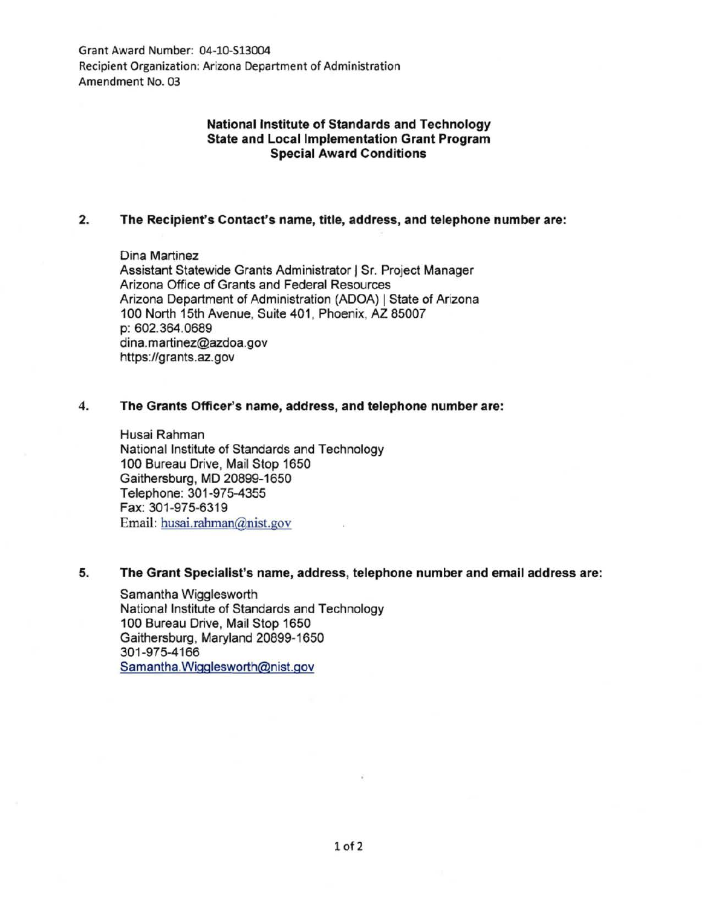Grant Award Number: 04-10-S13004
Recipient Organization: Arizona Department of Administration
Amendment No. 03

**National Institute of Standards and Technology**
**State and Local Implementation Grant Program**
**Special Award Conditions**

**2. The Recipient's Contact's name, title, address, and telephone number are:**

Dina Martinez
Assistant Statewide Grants Administrator | Sr. Project Manager
Arizona Office of Grants and Federal Resources
Arizona Department of Administration (ADOA) | State of Arizona
100 North 15th Avenue, Suite 401, Phoenix, AZ 85007
p: 602.364.0689
dina.martinez@azdoa.gov
https://grants.az.gov

**4. The Grants Officer's name, address, and telephone number are:**

Husai Rahman
National Institute of Standards and Technology
100 Bureau Drive, Mail Stop 1650
Gaithersburg, MD 20899-1650
Telephone: 301-975-4355
Fax: 301-975-6319
Email: husai.rahman@nist.gov

**5. The Grant Specialist's name, address, telephone number and email address are:**

Samantha Wigglesworth
National Institute of Standards and Technology
100 Bureau Drive, Mail Stop 1650
Gaithersburg, Maryland 20899-1650
301-975-4166
Samantha.Wigglesworth@nist.gov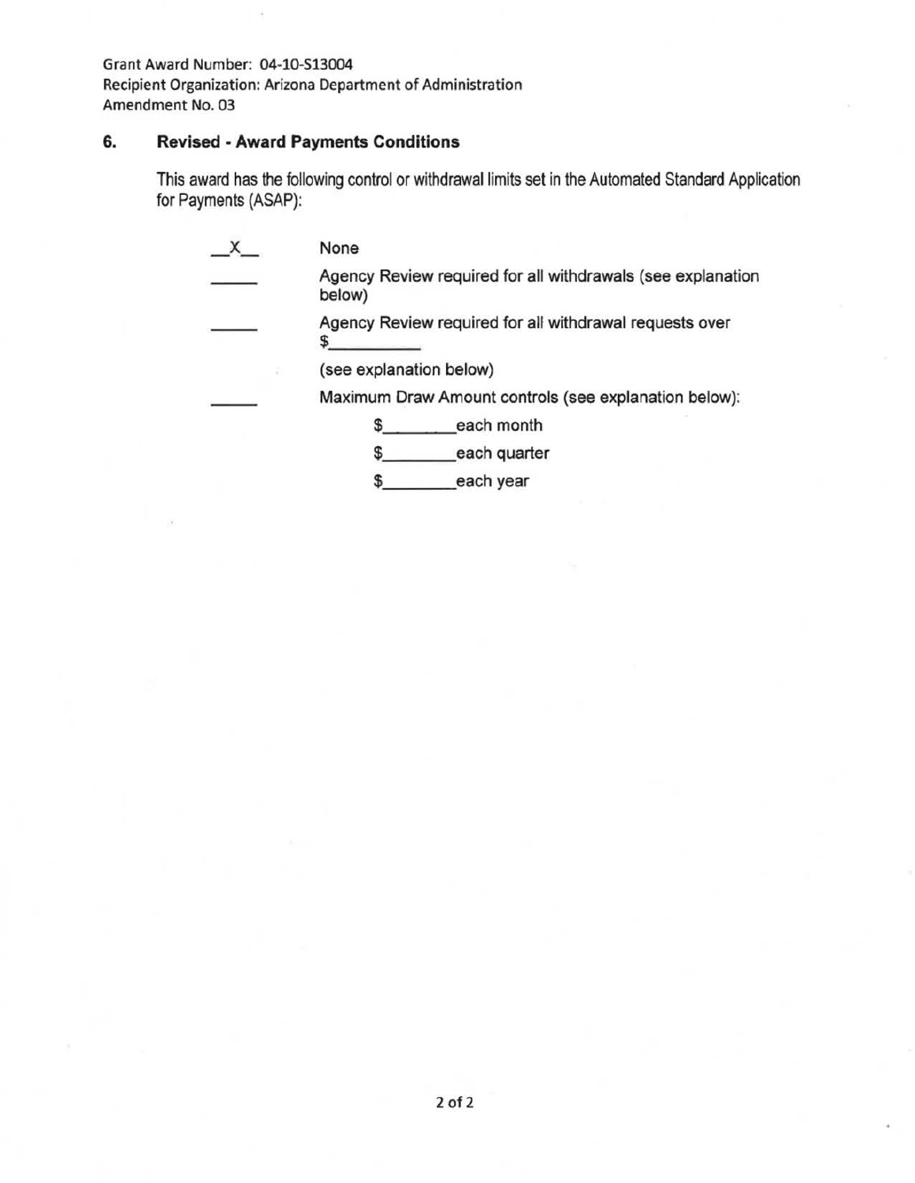Grant Award Number: 04-10-S13004
Recipient Organization: Arizona Department of Administration
Amendment No. 03

## 6. Revised - Award Payments Conditions

This award has the following control or withdrawal limits set in the Automated Standard Application for Payments (ASAP):

__X__ None

_____ Agency Review required for all withdrawals (see explanation below)

_____ Agency Review required for all withdrawal requests over $_________

(see explanation below)

_____ Maximum Draw Amount controls (see explanation below):

$________each month

$________each quarter

$________each year